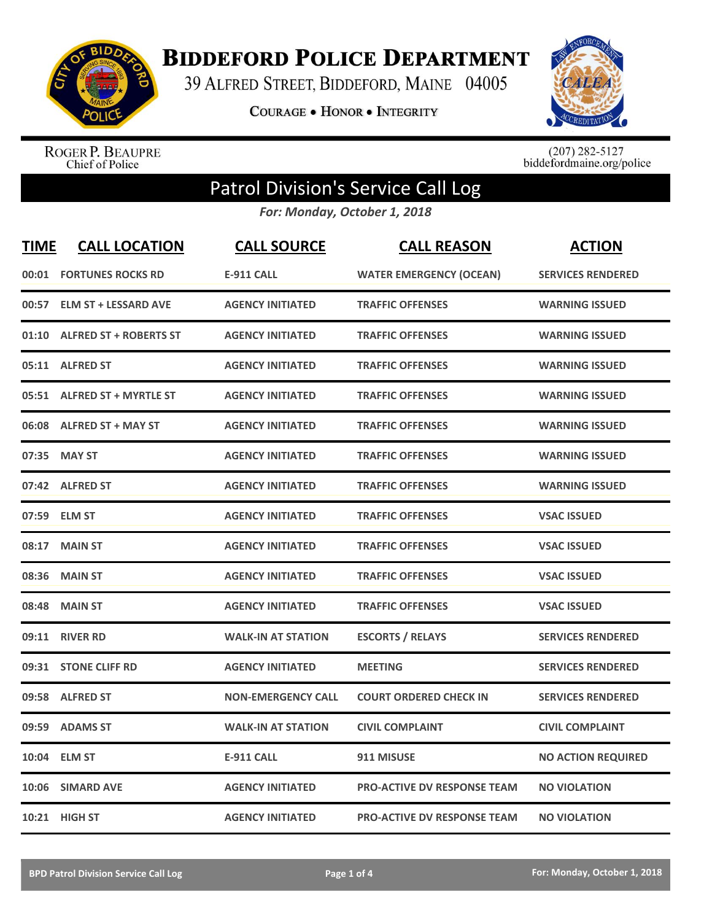# Biddeford Police Department

39 Alfred Street, Biddeford, Maine 04005

Courage • Honor • Integrity

Roger P. Beaupre
Chief of Police

(207) 282-5127
biddefordmaine.org/police

## Patrol Division's Service Call Log

*For: Monday, October 1, 2018*

| TIME | CALL LOCATION | CALL SOURCE | CALL REASON | ACTION |
|---|---|---|---|---|
| 00:01 | FORTUNES ROCKS RD | E-911 CALL | WATER EMERGENCY (OCEAN) | SERVICES RENDERED |
| 00:57 | ELM ST + LESSARD AVE | AGENCY INITIATED | TRAFFIC OFFENSES | WARNING ISSUED |
| 01:10 | ALFRED ST + ROBERTS ST | AGENCY INITIATED | TRAFFIC OFFENSES | WARNING ISSUED |
| 05:11 | ALFRED ST | AGENCY INITIATED | TRAFFIC OFFENSES | WARNING ISSUED |
| 05:51 | ALFRED ST + MYRTLE ST | AGENCY INITIATED | TRAFFIC OFFENSES | WARNING ISSUED |
| 06:08 | ALFRED ST + MAY ST | AGENCY INITIATED | TRAFFIC OFFENSES | WARNING ISSUED |
| 07:35 | MAY ST | AGENCY INITIATED | TRAFFIC OFFENSES | WARNING ISSUED |
| 07:42 | ALFRED ST | AGENCY INITIATED | TRAFFIC OFFENSES | WARNING ISSUED |
| 07:59 | ELM ST | AGENCY INITIATED | TRAFFIC OFFENSES | VSAC ISSUED |
| 08:17 | MAIN ST | AGENCY INITIATED | TRAFFIC OFFENSES | VSAC ISSUED |
| 08:36 | MAIN ST | AGENCY INITIATED | TRAFFIC OFFENSES | VSAC ISSUED |
| 08:48 | MAIN ST | AGENCY INITIATED | TRAFFIC OFFENSES | VSAC ISSUED |
| 09:11 | RIVER RD | WALK-IN AT STATION | ESCORTS / RELAYS | SERVICES RENDERED |
| 09:31 | STONE CLIFF RD | AGENCY INITIATED | MEETING | SERVICES RENDERED |
| 09:58 | ALFRED ST | NON-EMERGENCY CALL | COURT ORDERED CHECK IN | SERVICES RENDERED |
| 09:59 | ADAMS ST | WALK-IN AT STATION | CIVIL COMPLAINT | CIVIL COMPLAINT |
| 10:04 | ELM ST | E-911 CALL | 911 MISUSE | NO ACTION REQUIRED |
| 10:06 | SIMARD AVE | AGENCY INITIATED | PRO-ACTIVE DV RESPONSE TEAM | NO VIOLATION |
| 10:21 | HIGH ST | AGENCY INITIATED | PRO-ACTIVE DV RESPONSE TEAM | NO VIOLATION |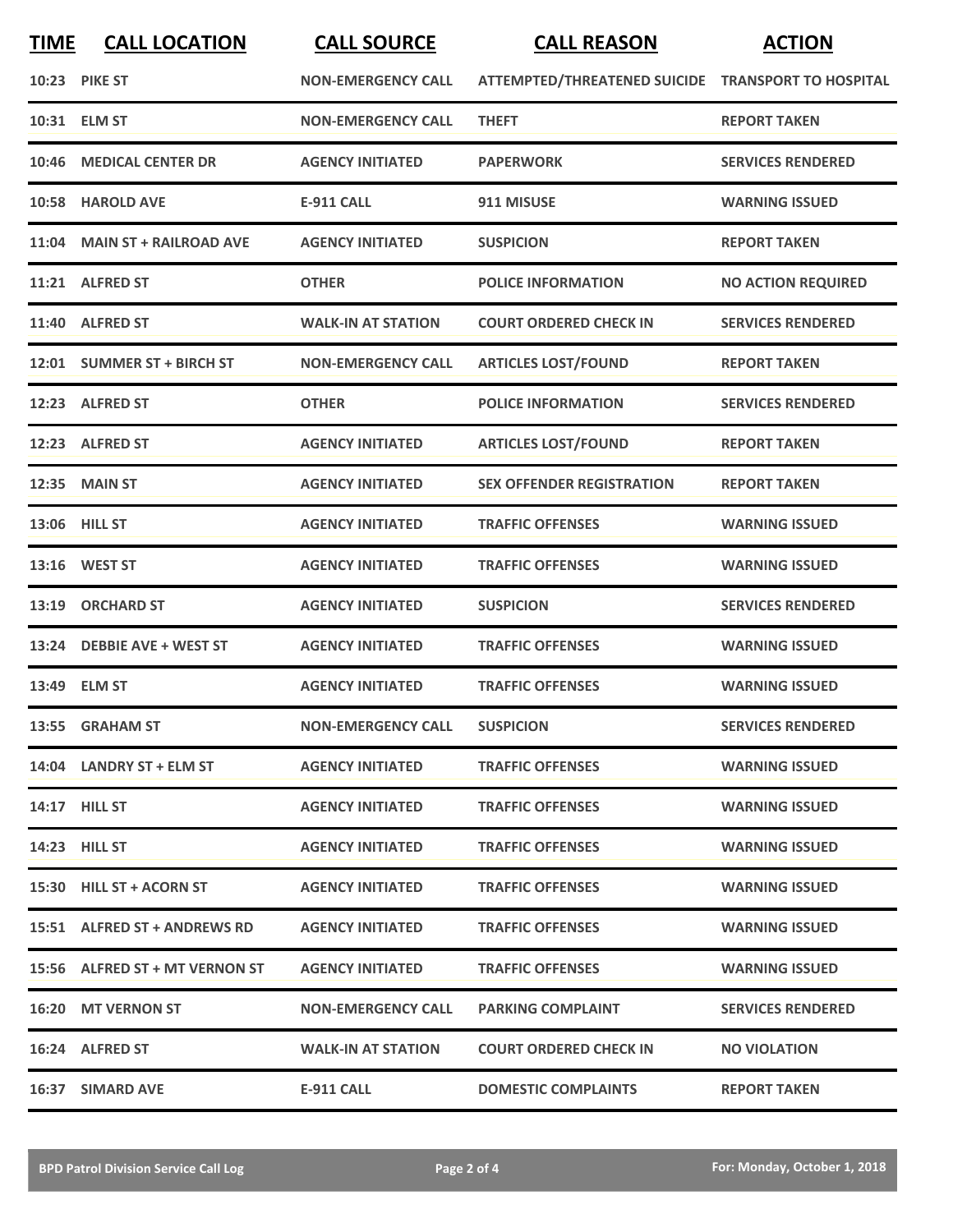| TIME | CALL LOCATION | CALL SOURCE | CALL REASON | ACTION |
|---|---|---|---|---|
| 10:23 | PIKE ST | NON-EMERGENCY CALL | ATTEMPTED/THREATENED SUICIDE | TRANSPORT TO HOSPITAL |
| 10:31 | ELM ST | NON-EMERGENCY CALL | THEFT | REPORT TAKEN |
| 10:46 | MEDICAL CENTER DR | AGENCY INITIATED | PAPERWORK | SERVICES RENDERED |
| 10:58 | HAROLD AVE | E-911 CALL | 911 MISUSE | WARNING ISSUED |
| 11:04 | MAIN ST + RAILROAD AVE | AGENCY INITIATED | SUSPICION | REPORT TAKEN |
| 11:21 | ALFRED ST | OTHER | POLICE INFORMATION | NO ACTION REQUIRED |
| 11:40 | ALFRED ST | WALK-IN AT STATION | COURT ORDERED CHECK IN | SERVICES RENDERED |
| 12:01 | SUMMER ST + BIRCH ST | NON-EMERGENCY CALL | ARTICLES LOST/FOUND | REPORT TAKEN |
| 12:23 | ALFRED ST | OTHER | POLICE INFORMATION | SERVICES RENDERED |
| 12:23 | ALFRED ST | AGENCY INITIATED | ARTICLES LOST/FOUND | REPORT TAKEN |
| 12:35 | MAIN ST | AGENCY INITIATED | SEX OFFENDER REGISTRATION | REPORT TAKEN |
| 13:06 | HILL ST | AGENCY INITIATED | TRAFFIC OFFENSES | WARNING ISSUED |
| 13:16 | WEST ST | AGENCY INITIATED | TRAFFIC OFFENSES | WARNING ISSUED |
| 13:19 | ORCHARD ST | AGENCY INITIATED | SUSPICION | SERVICES RENDERED |
| 13:24 | DEBBIE AVE + WEST ST | AGENCY INITIATED | TRAFFIC OFFENSES | WARNING ISSUED |
| 13:49 | ELM ST | AGENCY INITIATED | TRAFFIC OFFENSES | WARNING ISSUED |
| 13:55 | GRAHAM ST | NON-EMERGENCY CALL | SUSPICION | SERVICES RENDERED |
| 14:04 | LANDRY ST + ELM ST | AGENCY INITIATED | TRAFFIC OFFENSES | WARNING ISSUED |
| 14:17 | HILL ST | AGENCY INITIATED | TRAFFIC OFFENSES | WARNING ISSUED |
| 14:23 | HILL ST | AGENCY INITIATED | TRAFFIC OFFENSES | WARNING ISSUED |
| 15:30 | HILL ST + ACORN ST | AGENCY INITIATED | TRAFFIC OFFENSES | WARNING ISSUED |
| 15:51 | ALFRED ST + ANDREWS RD | AGENCY INITIATED | TRAFFIC OFFENSES | WARNING ISSUED |
| 15:56 | ALFRED ST + MT VERNON ST | AGENCY INITIATED | TRAFFIC OFFENSES | WARNING ISSUED |
| 16:20 | MT VERNON ST | NON-EMERGENCY CALL | PARKING COMPLAINT | SERVICES RENDERED |
| 16:24 | ALFRED ST | WALK-IN AT STATION | COURT ORDERED CHECK IN | NO VIOLATION |
| 16:37 | SIMARD AVE | E-911 CALL | DOMESTIC COMPLAINTS | REPORT TAKEN |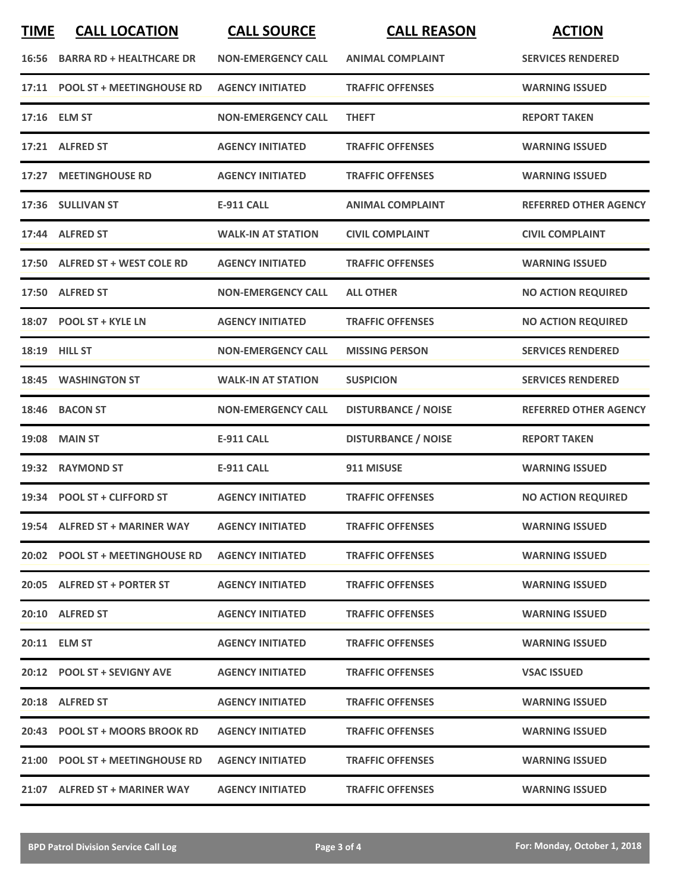| TIME | CALL LOCATION | CALL SOURCE | CALL REASON | ACTION |
|---|---|---|---|---|
| 16:56 | BARRA RD + HEALTHCARE DR | NON-EMERGENCY CALL | ANIMAL COMPLAINT | SERVICES RENDERED |
| 17:11 | POOL ST + MEETINGHOUSE RD | AGENCY INITIATED | TRAFFIC OFFENSES | WARNING ISSUED |
| 17:16 | ELM ST | NON-EMERGENCY CALL | THEFT | REPORT TAKEN |
| 17:21 | ALFRED ST | AGENCY INITIATED | TRAFFIC OFFENSES | WARNING ISSUED |
| 17:27 | MEETINGHOUSE RD | AGENCY INITIATED | TRAFFIC OFFENSES | WARNING ISSUED |
| 17:36 | SULLIVAN ST | E-911 CALL | ANIMAL COMPLAINT | REFERRED OTHER AGENCY |
| 17:44 | ALFRED ST | WALK-IN AT STATION | CIVIL COMPLAINT | CIVIL COMPLAINT |
| 17:50 | ALFRED ST + WEST COLE RD | AGENCY INITIATED | TRAFFIC OFFENSES | WARNING ISSUED |
| 17:50 | ALFRED ST | NON-EMERGENCY CALL | ALL OTHER | NO ACTION REQUIRED |
| 18:07 | POOL ST + KYLE LN | AGENCY INITIATED | TRAFFIC OFFENSES | NO ACTION REQUIRED |
| 18:19 | HILL ST | NON-EMERGENCY CALL | MISSING PERSON | SERVICES RENDERED |
| 18:45 | WASHINGTON ST | WALK-IN AT STATION | SUSPICION | SERVICES RENDERED |
| 18:46 | BACON ST | NON-EMERGENCY CALL | DISTURBANCE / NOISE | REFERRED OTHER AGENCY |
| 19:08 | MAIN ST | E-911 CALL | DISTURBANCE / NOISE | REPORT TAKEN |
| 19:32 | RAYMOND ST | E-911 CALL | 911 MISUSE | WARNING ISSUED |
| 19:34 | POOL ST + CLIFFORD ST | AGENCY INITIATED | TRAFFIC OFFENSES | NO ACTION REQUIRED |
| 19:54 | ALFRED ST + MARINER WAY | AGENCY INITIATED | TRAFFIC OFFENSES | WARNING ISSUED |
| 20:02 | POOL ST + MEETINGHOUSE RD | AGENCY INITIATED | TRAFFIC OFFENSES | WARNING ISSUED |
| 20:05 | ALFRED ST + PORTER ST | AGENCY INITIATED | TRAFFIC OFFENSES | WARNING ISSUED |
| 20:10 | ALFRED ST | AGENCY INITIATED | TRAFFIC OFFENSES | WARNING ISSUED |
| 20:11 | ELM ST | AGENCY INITIATED | TRAFFIC OFFENSES | WARNING ISSUED |
| 20:12 | POOL ST + SEVIGNY AVE | AGENCY INITIATED | TRAFFIC OFFENSES | VSAC ISSUED |
| 20:18 | ALFRED ST | AGENCY INITIATED | TRAFFIC OFFENSES | WARNING ISSUED |
| 20:43 | POOL ST + MOORS BROOK RD | AGENCY INITIATED | TRAFFIC OFFENSES | WARNING ISSUED |
| 21:00 | POOL ST + MEETINGHOUSE RD | AGENCY INITIATED | TRAFFIC OFFENSES | WARNING ISSUED |
| 21:07 | ALFRED ST + MARINER WAY | AGENCY INITIATED | TRAFFIC OFFENSES | WARNING ISSUED |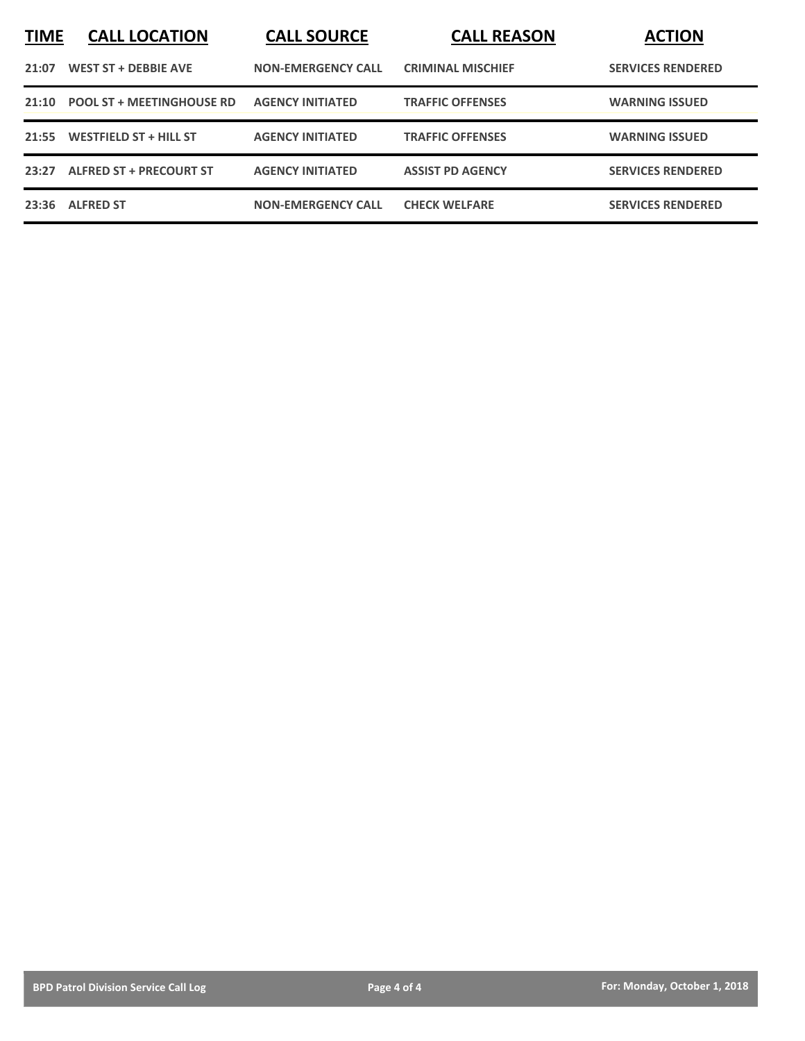| TIME | CALL LOCATION | CALL SOURCE | CALL REASON | ACTION |
|---|---|---|---|---|
| 21:07 | WEST ST + DEBBIE AVE | NON-EMERGENCY CALL | CRIMINAL MISCHIEF | SERVICES RENDERED |
| 21:10 | POOL ST + MEETINGHOUSE RD | AGENCY INITIATED | TRAFFIC OFFENSES | WARNING ISSUED |
| 21:55 | WESTFIELD ST + HILL ST | AGENCY INITIATED | TRAFFIC OFFENSES | WARNING ISSUED |
| 23:27 | ALFRED ST + PRECOURT ST | AGENCY INITIATED | ASSIST PD AGENCY | SERVICES RENDERED |
| 23:36 | ALFRED ST | NON-EMERGENCY CALL | CHECK WELFARE | SERVICES RENDERED |